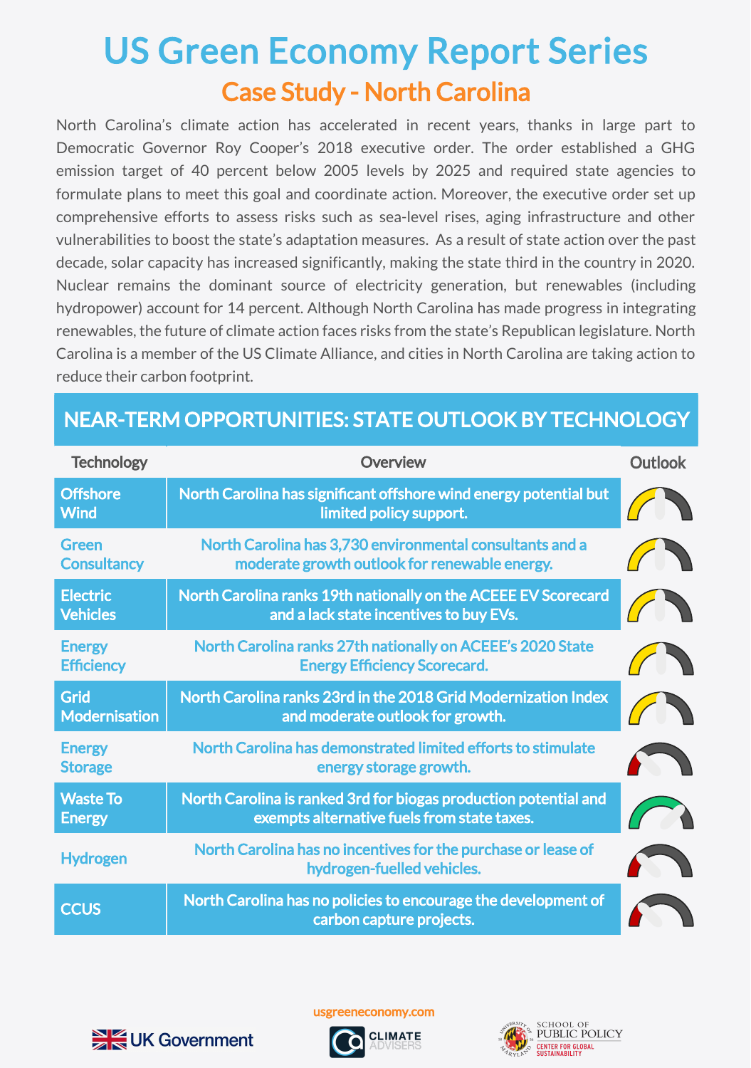# US Green Economy Report Series

## Case Study - North Carolina

North Carolina's climate action has accelerated in recent years, thanks in large part to Democratic Governor Roy Cooper's 2018 executive order. The order established a GHG emission target of 40 percent below 2005 levels by 2025 and required state agencies to formulate plans to meet this goal and coordinate action. Moreover, the executive order set up comprehensive efforts to assess risks such as sea-level rises, aging infrastructure and other vulnerabilities to boost the state's adaptation measures. As a result of state action over the past decade, solar capacity has increased significantly, making the state third in the country in 2020. Nuclear remains the dominant source of electricity generation, but renewables (including hydropower) account for 14 percent. Although North Carolina has made progress in integrating renewables, the future of climate action faces risks from the state's Republican legislature. North Carolina is a member of the US Climate Alliance, and cities in North Carolina are taking action to reduce their carbon footprint.

## NEAR-TERM OPPORTUNITIES: STATE OUTLOOK BY TECHNOLOGY

| Technology | Overview | Outlook |
|---|---|---|
| Offshore Wind | North Carolina has significant offshore wind energy potential but limited policy support. | |
| Green Consultancy | North Carolina has 3,730 environmental consultants and a moderate growth outlook for renewable energy. | |
| Electric Vehicles | North Carolina ranks 19th nationally on the ACEEE EV Scorecard and a lack state incentives to buy EVs. | |
| Energy Efficiency | North Carolina ranks 27th nationally on ACEEE's 2020 State Energy Efficiency Scorecard. | |
| Grid Modernisation | North Carolina ranks 23rd in the 2018 Grid Modernization Index and moderate outlook for growth. | |
| Energy Storage | North Carolina has demonstrated limited efforts to stimulate energy storage growth. | |
| Waste To Energy | North Carolina is ranked 3rd for biogas production potential and exempts alternative fuels from state taxes. | |
| Hydrogen | North Carolina has no incentives for the purchase or lease of hydrogen-fuelled vehicles. | |
| CCUS | North Carolina has no policies to encourage the development of carbon capture projects. | |

usgreeneconomy.com

UK Government | CLIMATE ADVISERS | SCHOOL OF PUBLIC POLICY CENTER FOR GLOBAL SUSTAINABILITY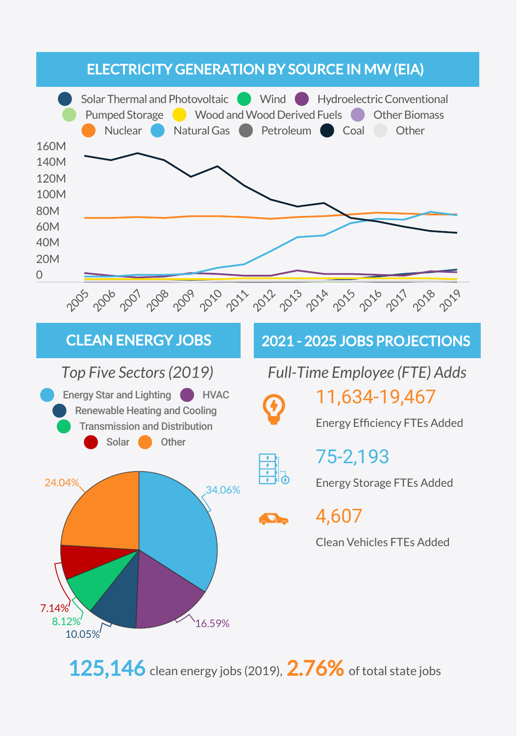## ELECTRICITY GENERATION BY SOURCE IN MW (EIA)

Solar Thermal and Photovoltaic, Wind, Hydroelectric Conventional, Pumped Storage, Wood and Wood Derived Fuels, Other Biomass, Nuclear, Natural Gas, Petroleum, Coal, Other

160M
140M
120M
100M
80M
60M
40M
20M
0

2005 2006 2007 2008 2009 2010 2011 2012 2013 2014 2015 2016 2017 2018 2019

## CLEAN ENERGY JOBS

*Top Five Sectors (2019)*

Energy Star and Lighting, HVAC, Renewable Heating and Cooling, Transmission and Distribution, Solar, Other

24.04%
34.06%
7.14%
8.12%
10.05%
16.59%

## 2021 - 2025 JOBS PROJECTIONS

*Full-Time Employee (FTE) Adds*

**11,634-19,467**
Energy Efficiency FTEs Added

**75-2,193**
Energy Storage FTEs Added

**4,607**
Clean Vehicles FTEs Added

**125,146** clean energy jobs (2019), **2.76%** of total state jobs